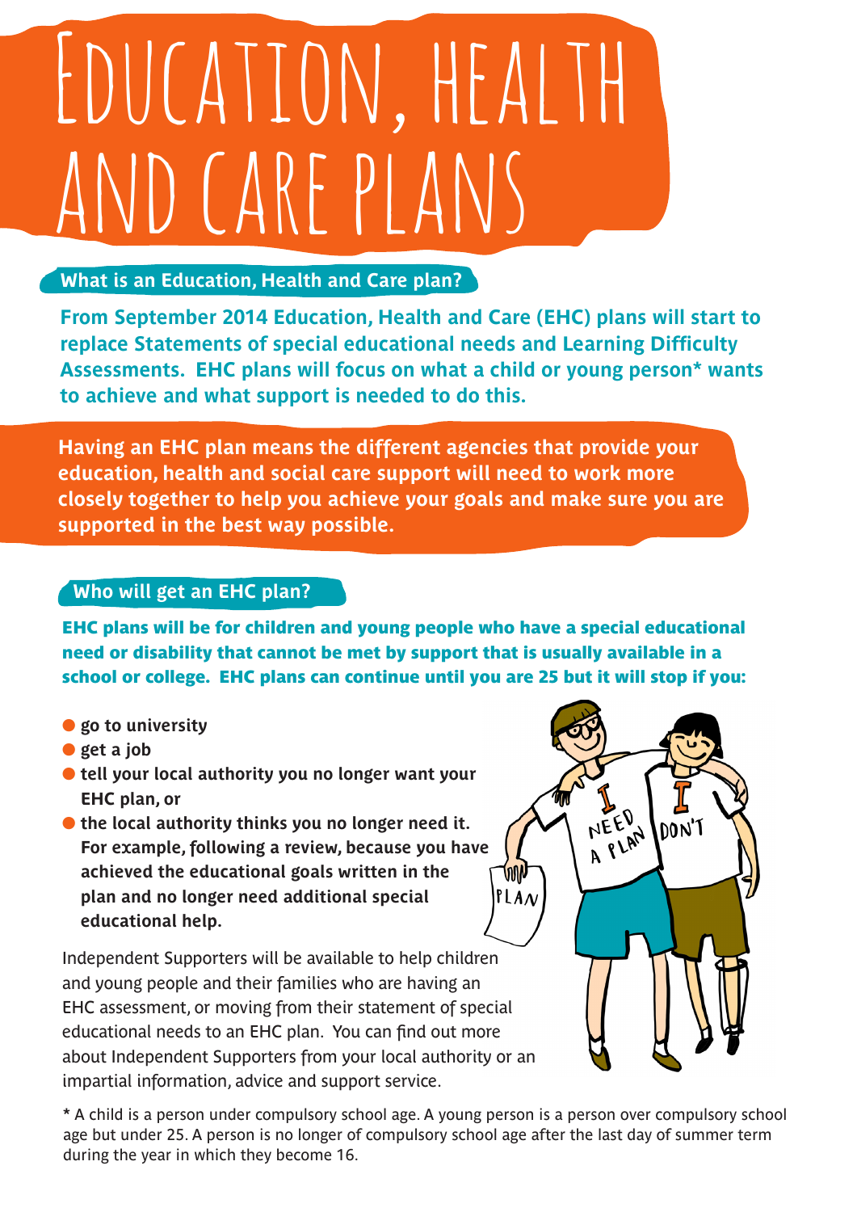# Education, Health and Care Plans

## What is an Education, Health and Care plan?

**From September 2014 Education, Health and Care (EHC) plans will start to replace Statements of special educational needs and Learning Difficulty Assessments. EHC plans will focus on what a child or young person* wants to achieve and what support is needed to do this.**

**Having an EHC plan means the different agencies that provide your education, health and social care support will need to work more closely together to help you achieve your goals and make sure you are supported in the best way possible.**

## Who will get an EHC plan?

**EHC plans will be for children and young people who have a special educational need or disability that cannot be met by support that is usually available in a school or college. EHC plans can continue until you are 25 but it will stop if you:**

- **go to university**
- **get a job**
- **tell your local authority you no longer want your EHC plan, or**
- **the local authority thinks you no longer need it. For example, following a review, because you have achieved the educational goals written in the plan and no longer need additional special educational help.**

Independent Supporters will be available to help children and young people and their families who are having an EHC assessment, or moving from their statement of special educational needs to an EHC plan. You can find out more about Independent Supporters from your local authority or an impartial information, advice and support service.

* A child is a person under compulsory school age. A young person is a person over compulsory school age but under 25. A person is no longer of compulsory school age after the last day of summer term during the year in which they become 16.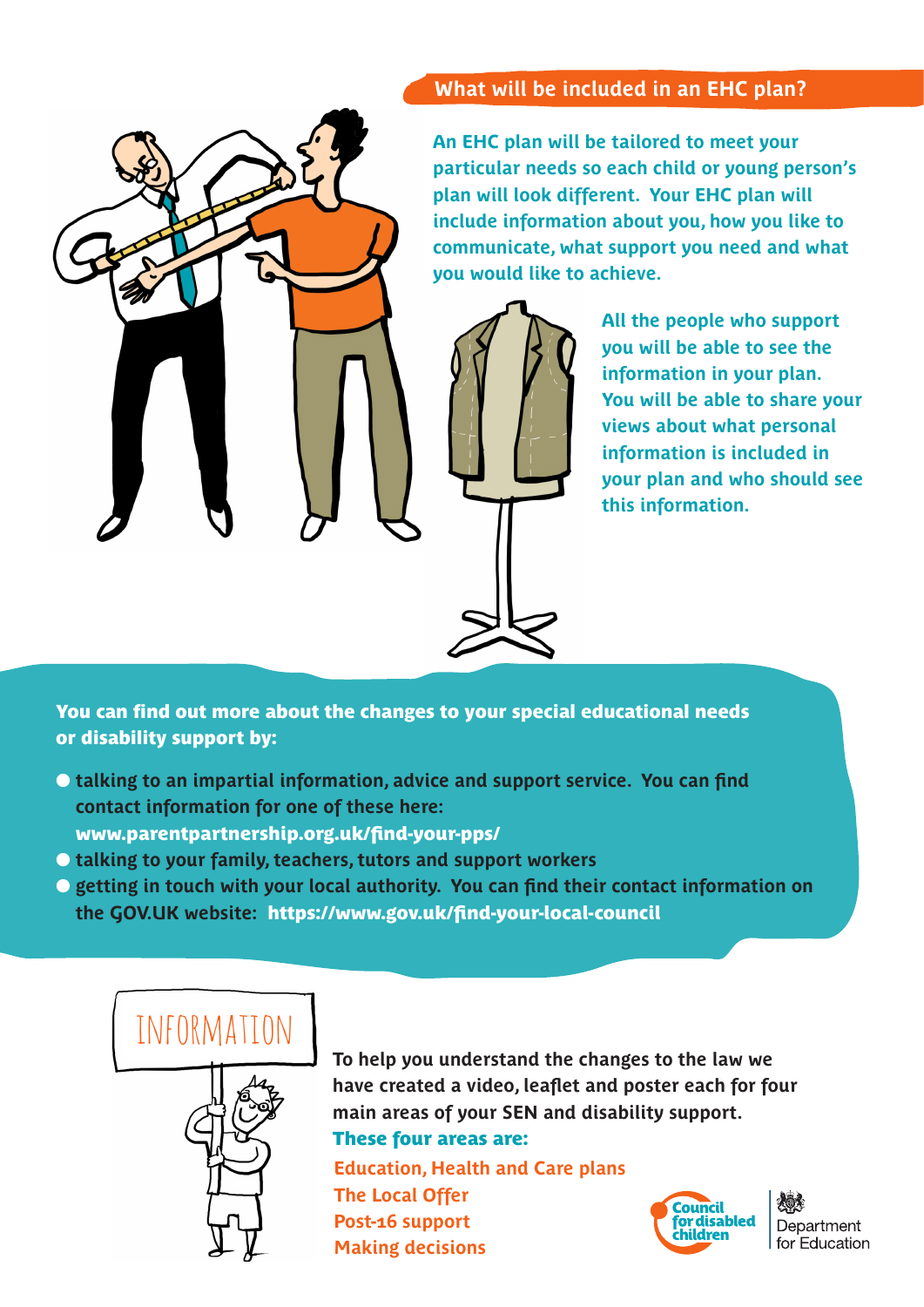## What will be included in an EHC plan?

An EHC plan will be tailored to meet your particular needs so each child or young person's plan will look different. Your EHC plan will include information about you, how you like to communicate, what support you need and what you would like to achieve.

All the people who support you will be able to see the information in your plan. You will be able to share your views about what personal information is included in your plan and who should see this information.

**You can find out more about the changes to your special educational needs or disability support by:**

- talking to an impartial information, advice and support service. You can find contact information for one of these here: **www.parentpartnership.org.uk/find-your-pps/**
- talking to your family, teachers, tutors and support workers
- getting in touch with your local authority. You can find their contact information on the GOV.UK website: **https://www.gov.uk/find-your-local-council**

INFORMATION

To help you understand the changes to the law we have created a video, leaflet and poster each for four main areas of your SEN and disability support.

**These four areas are:**

Education, Health and Care plans
The Local Offer
Post-16 support
Making decisions

Council for disabled children

Department for Education